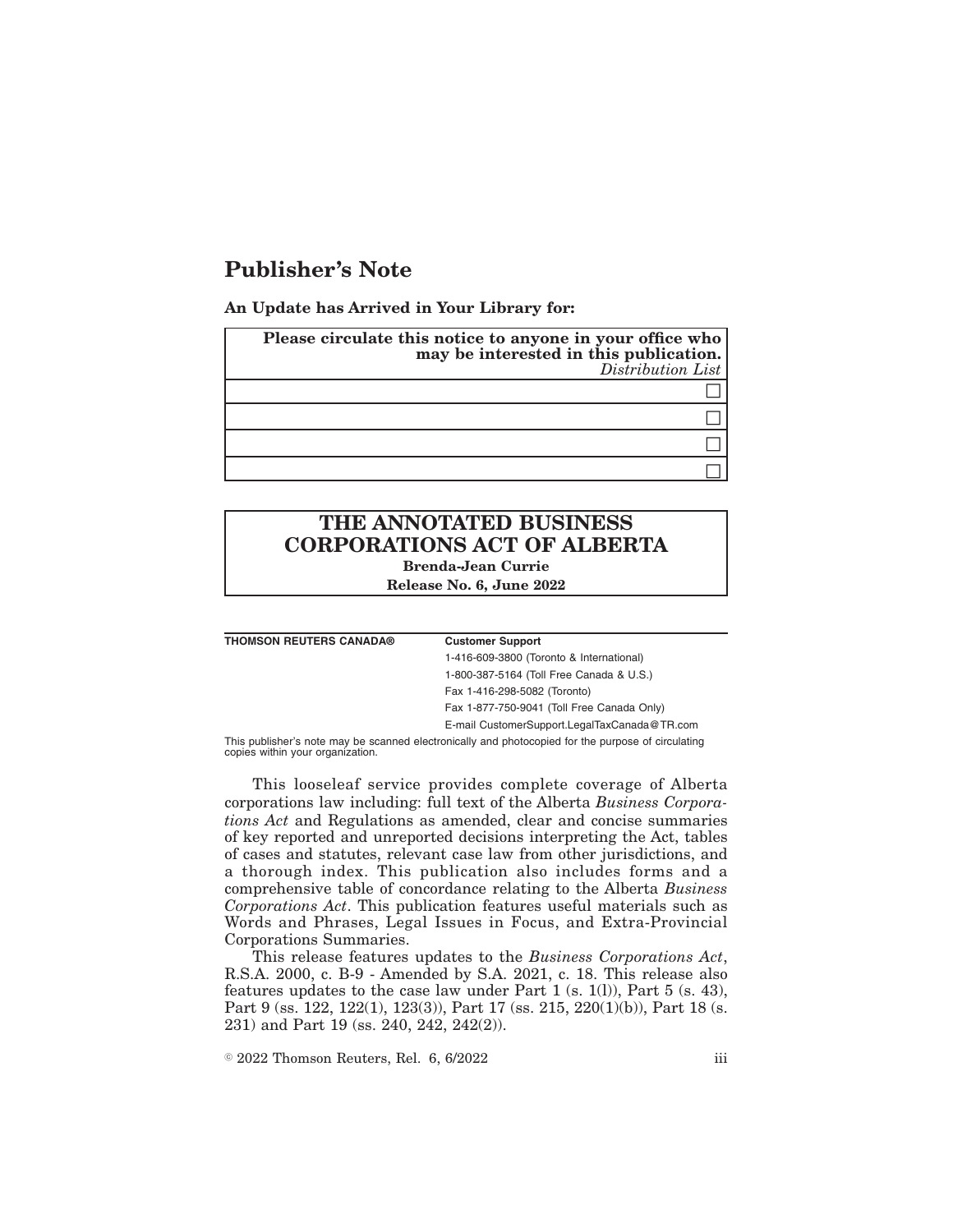# Publisher's Note

**An Update has Arrived in Your Library for:**

| **Please circulate this notice to anyone in your office who may be interested in this publication.** *Distribution List* |
|---|
| ☐ |
| ☐ |
| ☐ |
| ☐ |

## THE ANNOTATED BUSINESS CORPORATIONS ACT OF ALBERTA

**Brenda-Jean Currie**

**Release No. 6, June 2022**

**THOMSON REUTERS CANADA®**

**Customer Support**

1-416-609-3800 (Toronto & International)

1-800-387-5164 (Toll Free Canada & U.S.)

Fax 1-416-298-5082 (Toronto)

Fax 1-877-750-9041 (Toll Free Canada Only)

E-mail CustomerSupport.LegalTaxCanada@TR.com

This publisher's note may be scanned electronically and photocopied for the purpose of circulating copies within your organization.

This looseleaf service provides complete coverage of Alberta corporations law including: full text of the Alberta *Business Corporations Act* and Regulations as amended, clear and concise summaries of key reported and unreported decisions interpreting the Act, tables of cases and statutes, relevant case law from other jurisdictions, and a thorough index. This publication also includes forms and a comprehensive table of concordance relating to the Alberta *Business Corporations Act*. This publication features useful materials such as Words and Phrases, Legal Issues in Focus, and Extra-Provincial Corporations Summaries.

This release features updates to the *Business Corporations Act*, R.S.A. 2000, c. B-9 - Amended by S.A. 2021, c. 18. This release also features updates to the case law under Part 1 (s. 1(l)), Part 5 (s. 43), Part 9 (ss. 122, 122(1), 123(3)), Part 17 (ss. 215, 220(1)(b)), Part 18 (s. 231) and Part 19 (ss. 240, 242, 242(2)).

© 2022 Thomson Reuters, Rel. 6, 6/2022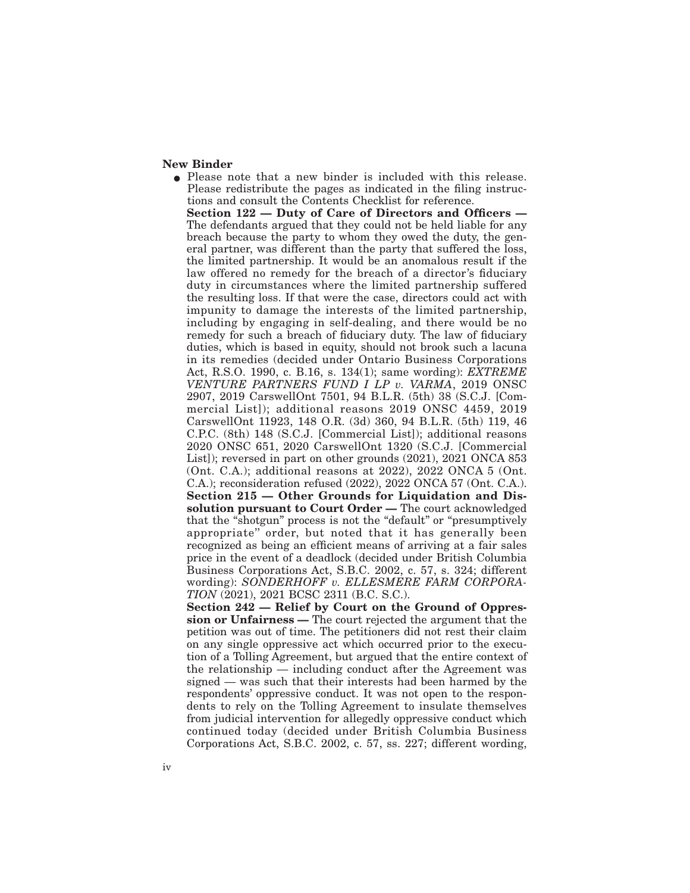**New Binder**

- Please note that a new binder is included with this release. Please redistribute the pages as indicated in the filing instructions and consult the Contents Checklist for reference.

  **Section 122 — Duty of Care of Directors and Officers —** The defendants argued that they could not be held liable for any breach because the party to whom they owed the duty, the general partner, was different than the party that suffered the loss, the limited partnership. It would be an anomalous result if the law offered no remedy for the breach of a director's fiduciary duty in circumstances where the limited partnership suffered the resulting loss. If that were the case, directors could act with impunity to damage the interests of the limited partnership, including by engaging in self-dealing, and there would be no remedy for such a breach of fiduciary duty. The law of fiduciary duties, which is based in equity, should not brook such a lacuna in its remedies (decided under Ontario Business Corporations Act, R.S.O. 1990, c. B.16, s. 134(1); same wording): *EXTREME VENTURE PARTNERS FUND I LP v. VARMA*, 2019 ONSC 2907, 2019 CarswellOnt 7501, 94 B.L.R. (5th) 38 (S.C.J. [Commercial List]); additional reasons 2019 ONSC 4459, 2019 CarswellOnt 11923, 148 O.R. (3d) 360, 94 B.L.R. (5th) 119, 46 C.P.C. (8th) 148 (S.C.J. [Commercial List]); additional reasons 2020 ONSC 651, 2020 CarswellOnt 1320 (S.C.J. [Commercial List]); reversed in part on other grounds (2021), 2021 ONCA 853 (Ont. C.A.); additional reasons at 2022), 2022 ONCA 5 (Ont. C.A.); reconsideration refused (2022), 2022 ONCA 57 (Ont. C.A.).

  **Section 215 — Other Grounds for Liquidation and Dissolution pursuant to Court Order —** The court acknowledged that the "shotgun" process is not the "default" or "presumptively appropriate" order, but noted that it has generally been recognized as being an efficient means of arriving at a fair sales price in the event of a deadlock (decided under British Columbia Business Corporations Act, S.B.C. 2002, c. 57, s. 324; different wording): *SONDERHOFF v. ELLESMERE FARM CORPORATION* (2021), 2021 BCSC 2311 (B.C. S.C.).

  **Section 242 — Relief by Court on the Ground of Oppression or Unfairness —** The court rejected the argument that the petition was out of time. The petitioners did not rest their claim on any single oppressive act which occurred prior to the execution of a Tolling Agreement, but argued that the entire context of the relationship — including conduct after the Agreement was signed — was such that their interests had been harmed by the respondents' oppressive conduct. It was not open to the respondents to rely on the Tolling Agreement to insulate themselves from judicial intervention for allegedly oppressive conduct which continued today (decided under British Columbia Business Corporations Act, S.B.C. 2002, c. 57, ss. 227; different wording,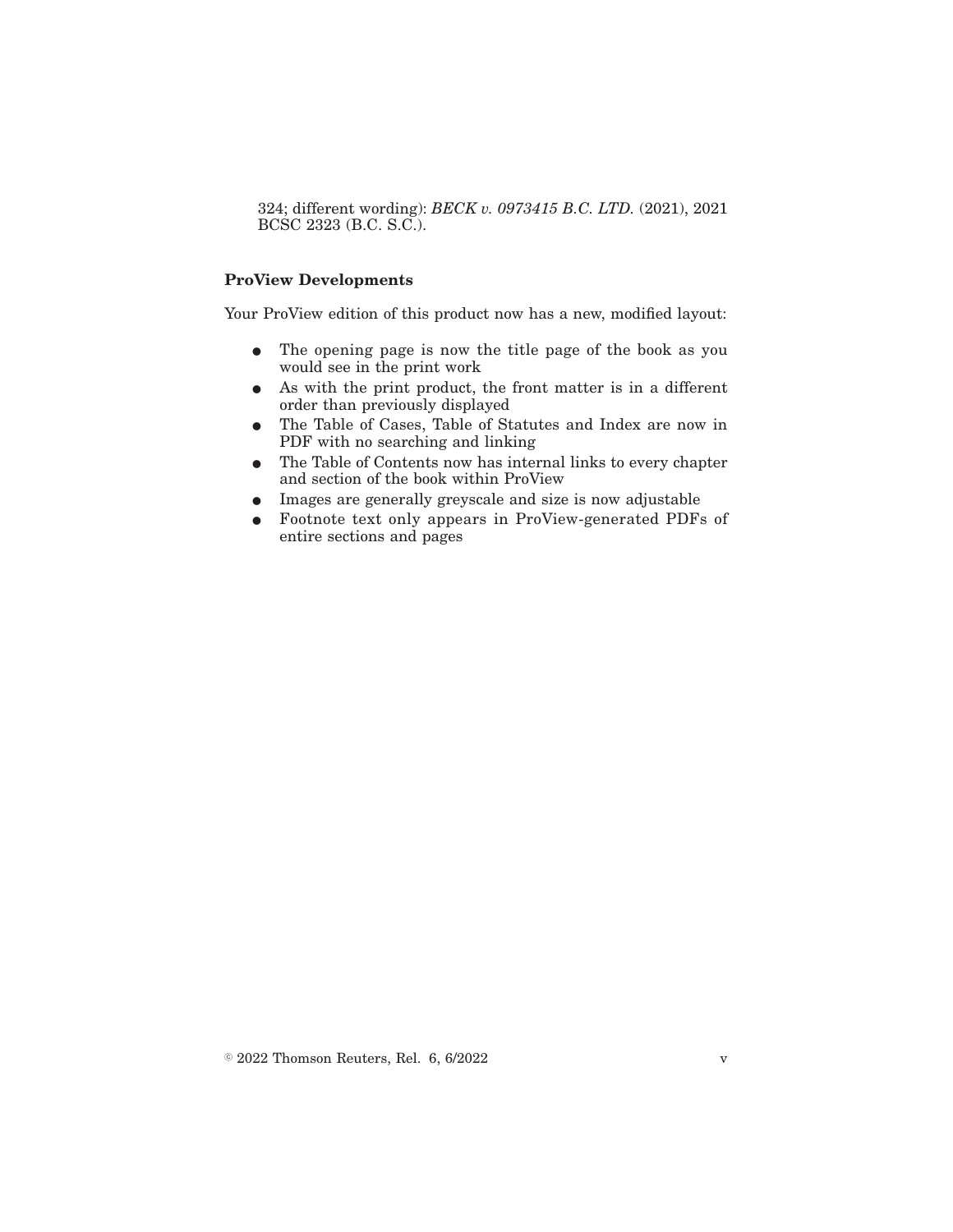324; different wording): *BECK v. 0973415 B.C. LTD.* (2021), 2021 BCSC 2323 (B.C. S.C.).

**ProView Developments**

Your ProView edition of this product now has a new, modified layout:

- The opening page is now the title page of the book as you would see in the print work
- As with the print product, the front matter is in a different order than previously displayed
- The Table of Cases, Table of Statutes and Index are now in PDF with no searching and linking
- The Table of Contents now has internal links to every chapter and section of the book within ProView
- Images are generally greyscale and size is now adjustable
- Footnote text only appears in ProView-generated PDFs of entire sections and pages